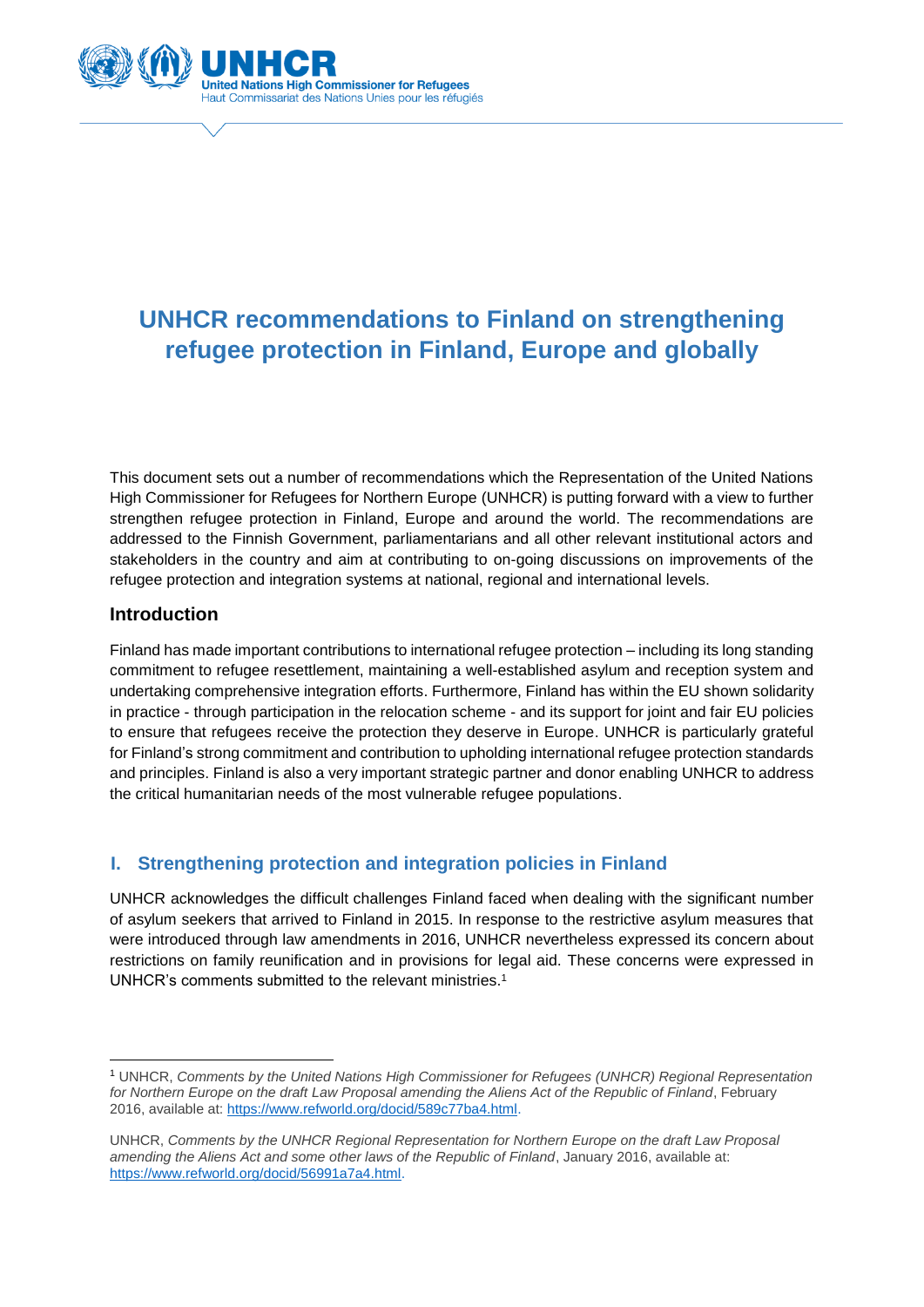# UNHCR recommendations to Finland on strengthening refugee protection in Finland, Europe and globally

This document sets out a number of recommendations which the Representation of the United Nations High Commissioner for Refugees for Northern Europe (UNHCR) is putting forward with a view to further strengthen refugee protection in Finland, Europe and around the world. The recommendations are addressed to the Finnish Government, parliamentarians and all other relevant institutional actors and stakeholders in the country and aim at contributing to on-going discussions on improvements of the refugee protection and integration systems at national, regional and international levels.

## Introduction

Finland has made important contributions to international refugee protection – including its long standing commitment to refugee resettlement, maintaining a well-established asylum and reception system and undertaking comprehensive integration efforts. Furthermore, Finland has within the EU shown solidarity in practice - through participation in the relocation scheme - and its support for joint and fair EU policies to ensure that refugees receive the protection they deserve in Europe. UNHCR is particularly grateful for Finland's strong commitment and contribution to upholding international refugee protection standards and principles. Finland is also a very important strategic partner and donor enabling UNHCR to address the critical humanitarian needs of the most vulnerable refugee populations.

## I. Strengthening protection and integration policies in Finland

UNHCR acknowledges the difficult challenges Finland faced when dealing with the significant number of asylum seekers that arrived to Finland in 2015. In response to the restrictive asylum measures that were introduced through law amendments in 2016, UNHCR nevertheless expressed its concern about restrictions on family reunification and in provisions for legal aid. These concerns were expressed in UNHCR's comments submitted to the relevant ministries.[1]

---

[1] UNHCR, *Comments by the United Nations High Commissioner for Refugees (UNHCR) Regional Representation for Northern Europe on the draft Law Proposal amending the Aliens Act of the Republic of Finland*, February 2016, available at: https://www.refworld.org/docid/589c77ba4.html.

UNHCR, *Comments by the UNHCR Regional Representation for Northern Europe on the draft Law Proposal amending the Aliens Act and some other laws of the Republic of Finland*, January 2016, available at: https://www.refworld.org/docid/56991a7a4.html.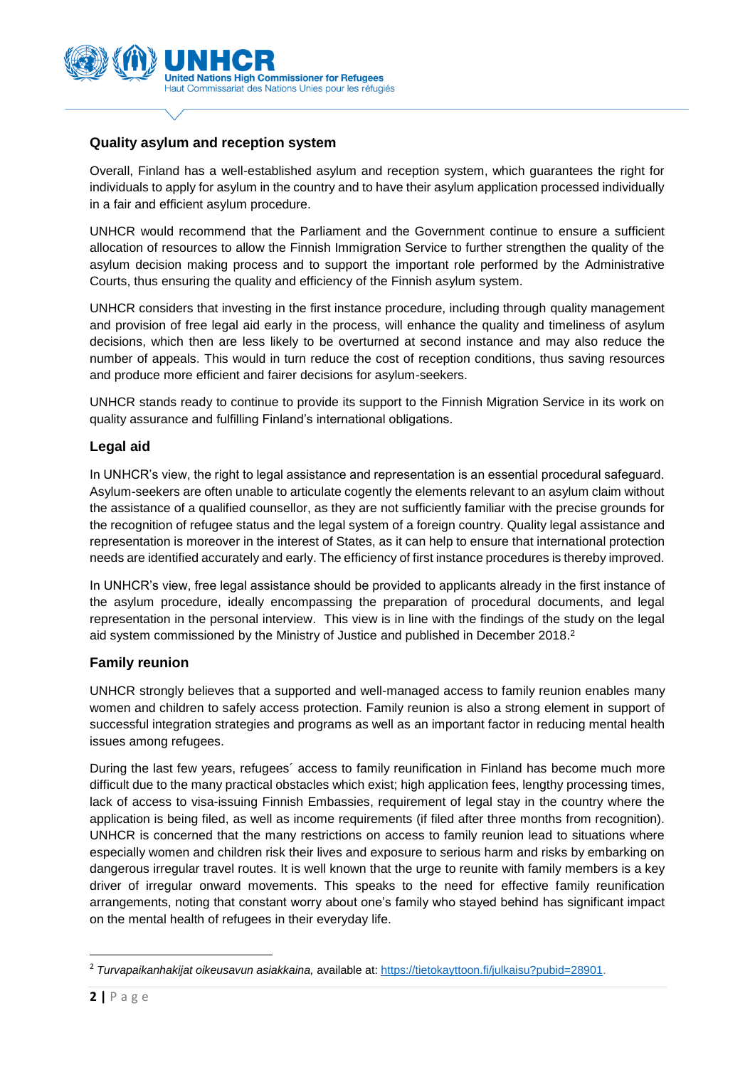## Quality asylum and reception system

Overall, Finland has a well-established asylum and reception system, which guarantees the right for individuals to apply for asylum in the country and to have their asylum application processed individually in a fair and efficient asylum procedure.

UNHCR would recommend that the Parliament and the Government continue to ensure a sufficient allocation of resources to allow the Finnish Immigration Service to further strengthen the quality of the asylum decision making process and to support the important role performed by the Administrative Courts, thus ensuring the quality and efficiency of the Finnish asylum system.

UNHCR considers that investing in the first instance procedure, including through quality management and provision of free legal aid early in the process, will enhance the quality and timeliness of asylum decisions, which then are less likely to be overturned at second instance and may also reduce the number of appeals. This would in turn reduce the cost of reception conditions, thus saving resources and produce more efficient and fairer decisions for asylum-seekers.

UNHCR stands ready to continue to provide its support to the Finnish Migration Service in its work on quality assurance and fulfilling Finland's international obligations.

## Legal aid

In UNHCR's view, the right to legal assistance and representation is an essential procedural safeguard. Asylum-seekers are often unable to articulate cogently the elements relevant to an asylum claim without the assistance of a qualified counsellor, as they are not sufficiently familiar with the precise grounds for the recognition of refugee status and the legal system of a foreign country. Quality legal assistance and representation is moreover in the interest of States, as it can help to ensure that international protection needs are identified accurately and early. The efficiency of first instance procedures is thereby improved.

In UNHCR's view, free legal assistance should be provided to applicants already in the first instance of the asylum procedure, ideally encompassing the preparation of procedural documents, and legal representation in the personal interview. This view is in line with the findings of the study on the legal aid system commissioned by the Ministry of Justice and published in December 2018.[2]

## Family reunion

UNHCR strongly believes that a supported and well-managed access to family reunion enables many women and children to safely access protection. Family reunion is also a strong element in support of successful integration strategies and programs as well as an important factor in reducing mental health issues among refugees.

During the last few years, refugees´ access to family reunification in Finland has become much more difficult due to the many practical obstacles which exist; high application fees, lengthy processing times, lack of access to visa-issuing Finnish Embassies, requirement of legal stay in the country where the application is being filed, as well as income requirements (if filed after three months from recognition). UNHCR is concerned that the many restrictions on access to family reunion lead to situations where especially women and children risk their lives and exposure to serious harm and risks by embarking on dangerous irregular travel routes. It is well known that the urge to reunite with family members is a key driver of irregular onward movements. This speaks to the need for effective family reunification arrangements, noting that constant worry about one's family who stayed behind has significant impact on the mental health of refugees in their everyday life.

---

[2] *Turvapaikanhakijat oikeusavun asiakkaina,* available at: https://tietokayttoon.fi/julkaisu?pubid=28901.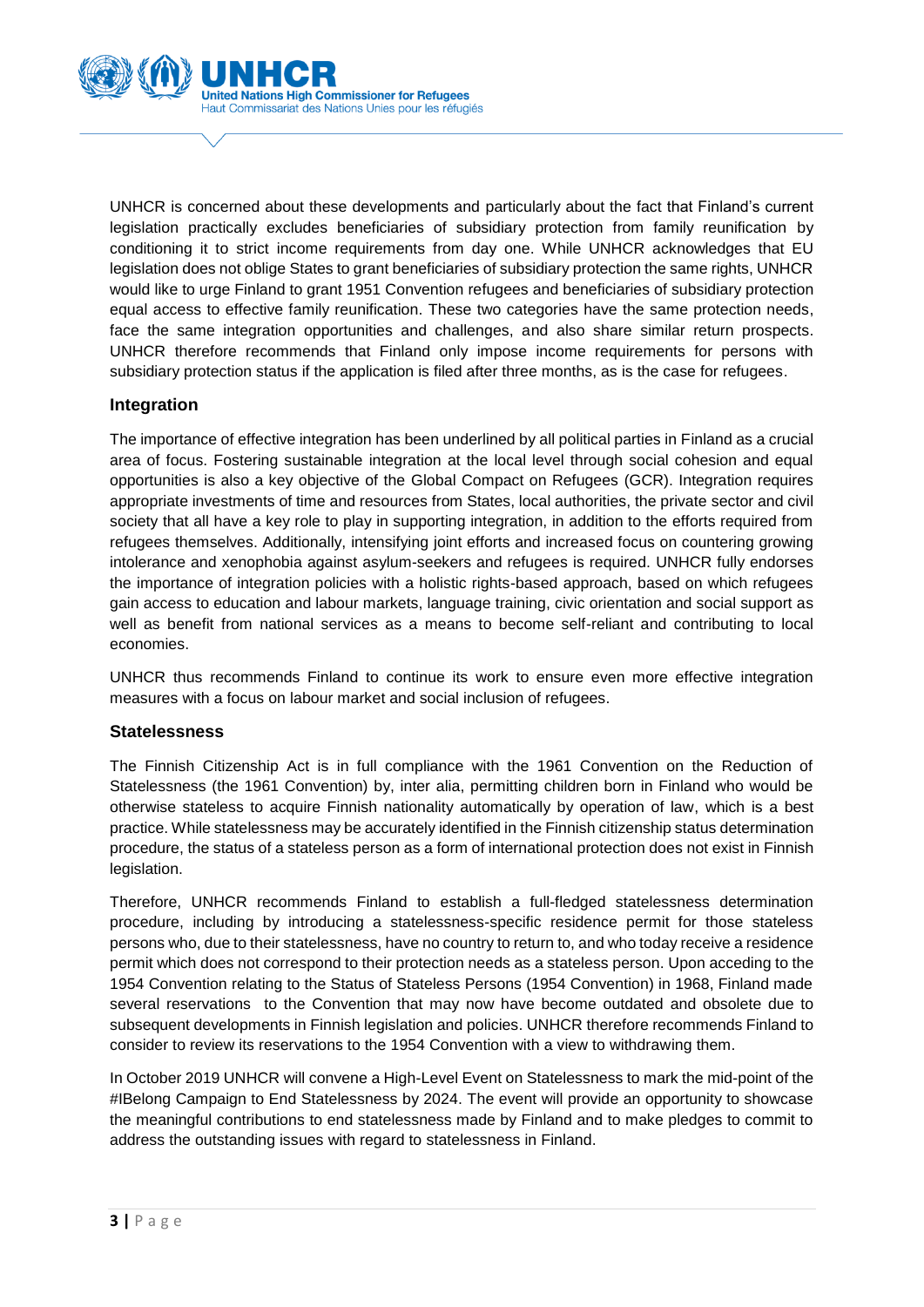UNHCR is concerned about these developments and particularly about the fact that Finland's current legislation practically excludes beneficiaries of subsidiary protection from family reunification by conditioning it to strict income requirements from day one. While UNHCR acknowledges that EU legislation does not oblige States to grant beneficiaries of subsidiary protection the same rights, UNHCR would like to urge Finland to grant 1951 Convention refugees and beneficiaries of subsidiary protection equal access to effective family reunification. These two categories have the same protection needs, face the same integration opportunities and challenges, and also share similar return prospects. UNHCR therefore recommends that Finland only impose income requirements for persons with subsidiary protection status if the application is filed after three months, as is the case for refugees.

### Integration

The importance of effective integration has been underlined by all political parties in Finland as a crucial area of focus. Fostering sustainable integration at the local level through social cohesion and equal opportunities is also a key objective of the Global Compact on Refugees (GCR). Integration requires appropriate investments of time and resources from States, local authorities, the private sector and civil society that all have a key role to play in supporting integration, in addition to the efforts required from refugees themselves. Additionally, intensifying joint efforts and increased focus on countering growing intolerance and xenophobia against asylum-seekers and refugees is required. UNHCR fully endorses the importance of integration policies with a holistic rights-based approach, based on which refugees gain access to education and labour markets, language training, civic orientation and social support as well as benefit from national services as a means to become self-reliant and contributing to local economies.

UNHCR thus recommends Finland to continue its work to ensure even more effective integration measures with a focus on labour market and social inclusion of refugees.

### Statelessness

The Finnish Citizenship Act is in full compliance with the 1961 Convention on the Reduction of Statelessness (the 1961 Convention) by, inter alia, permitting children born in Finland who would be otherwise stateless to acquire Finnish nationality automatically by operation of law, which is a best practice. While statelessness may be accurately identified in the Finnish citizenship status determination procedure, the status of a stateless person as a form of international protection does not exist in Finnish legislation.

Therefore, UNHCR recommends Finland to establish a full-fledged statelessness determination procedure, including by introducing a statelessness-specific residence permit for those stateless persons who, due to their statelessness, have no country to return to, and who today receive a residence permit which does not correspond to their protection needs as a stateless person. Upon acceding to the 1954 Convention relating to the Status of Stateless Persons (1954 Convention) in 1968, Finland made several reservations to the Convention that may now have become outdated and obsolete due to subsequent developments in Finnish legislation and policies. UNHCR therefore recommends Finland to consider to review its reservations to the 1954 Convention with a view to withdrawing them.

In October 2019 UNHCR will convene a High-Level Event on Statelessness to mark the mid-point of the #IBelong Campaign to End Statelessness by 2024. The event will provide an opportunity to showcase the meaningful contributions to end statelessness made by Finland and to make pledges to commit to address the outstanding issues with regard to statelessness in Finland.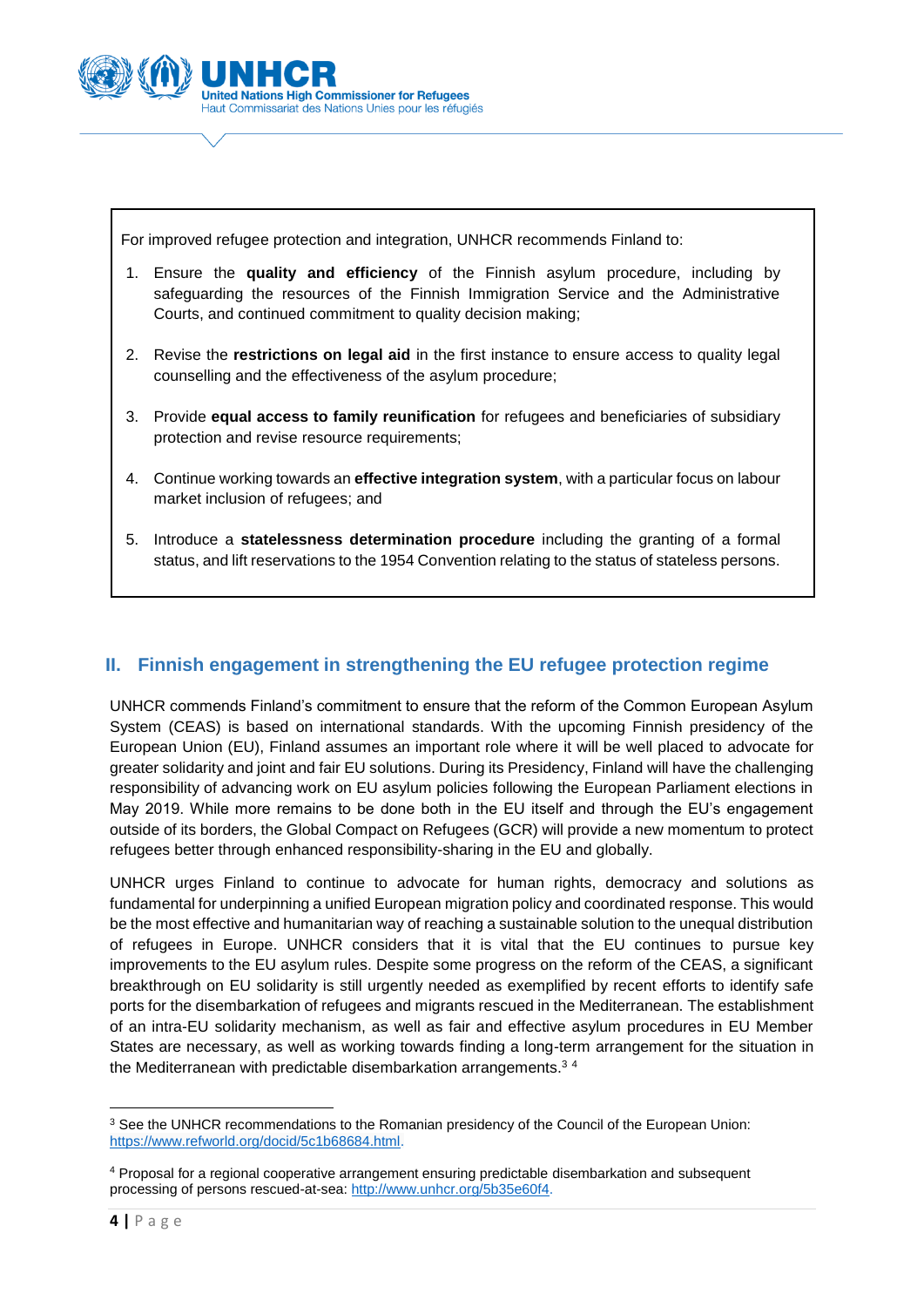For improved refugee protection and integration, UNHCR recommends Finland to:

1. Ensure the **quality and efficiency** of the Finnish asylum procedure, including by safeguarding the resources of the Finnish Immigration Service and the Administrative Courts, and continued commitment to quality decision making;

2. Revise the **restrictions on legal aid** in the first instance to ensure access to quality legal counselling and the effectiveness of the asylum procedure;

3. Provide **equal access to family reunification** for refugees and beneficiaries of subsidiary protection and revise resource requirements;

4. Continue working towards an **effective integration system**, with a particular focus on labour market inclusion of refugees; and

5. Introduce a **statelessness determination procedure** including the granting of a formal status, and lift reservations to the 1954 Convention relating to the status of stateless persons.

## II. Finnish engagement in strengthening the EU refugee protection regime

UNHCR commends Finland's commitment to ensure that the reform of the Common European Asylum System (CEAS) is based on international standards. With the upcoming Finnish presidency of the European Union (EU), Finland assumes an important role where it will be well placed to advocate for greater solidarity and joint and fair EU solutions. During its Presidency, Finland will have the challenging responsibility of advancing work on EU asylum policies following the European Parliament elections in May 2019. While more remains to be done both in the EU itself and through the EU's engagement outside of its borders, the Global Compact on Refugees (GCR) will provide a new momentum to protect refugees better through enhanced responsibility-sharing in the EU and globally.

UNHCR urges Finland to continue to advocate for human rights, democracy and solutions as fundamental for underpinning a unified European migration policy and coordinated response. This would be the most effective and humanitarian way of reaching a sustainable solution to the unequal distribution of refugees in Europe. UNHCR considers that it is vital that the EU continues to pursue key improvements to the EU asylum rules. Despite some progress on the reform of the CEAS, a significant breakthrough on EU solidarity is still urgently needed as exemplified by recent efforts to identify safe ports for the disembarkation of refugees and migrants rescued in the Mediterranean. The establishment of an intra-EU solidarity mechanism, as well as fair and effective asylum procedures in EU Member States are necessary, as well as working towards finding a long-term arrangement for the situation in the Mediterranean with predictable disembarkation arrangements.[3] [4]

---

[3] See the UNHCR recommendations to the Romanian presidency of the Council of the European Union: https://www.refworld.org/docid/5c1b68684.html.

[4] Proposal for a regional cooperative arrangement ensuring predictable disembarkation and subsequent processing of persons rescued-at-sea: http://www.unhcr.org/5b35e60f4.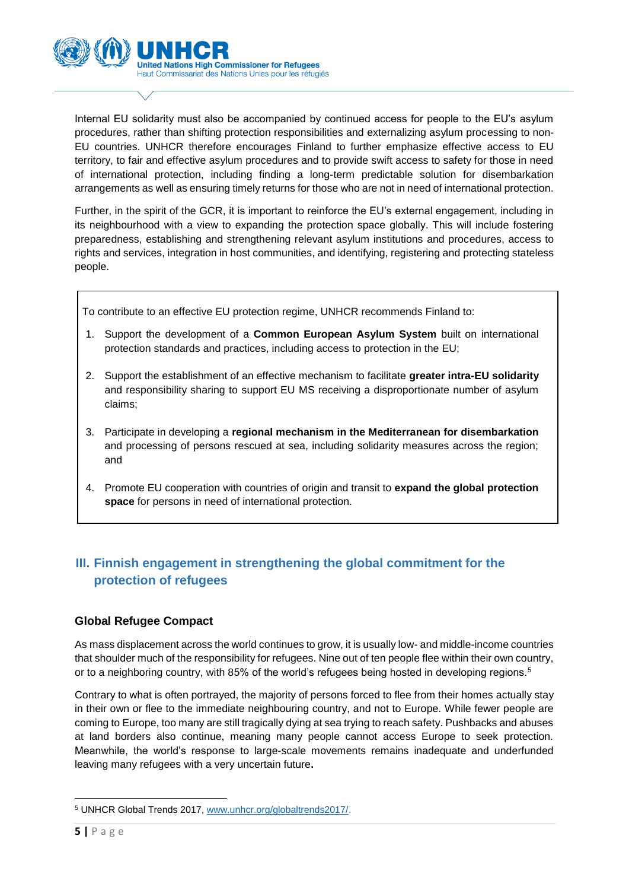Internal EU solidarity must also be accompanied by continued access for people to the EU's asylum procedures, rather than shifting protection responsibilities and externalizing asylum processing to non-EU countries. UNHCR therefore encourages Finland to further emphasize effective access to EU territory, to fair and effective asylum procedures and to provide swift access to safety for those in need of international protection, including finding a long-term predictable solution for disembarkation arrangements as well as ensuring timely returns for those who are not in need of international protection.

Further, in the spirit of the GCR, it is important to reinforce the EU's external engagement, including in its neighbourhood with a view to expanding the protection space globally. This will include fostering preparedness, establishing and strengthening relevant asylum institutions and procedures, access to rights and services, integration in host communities, and identifying, registering and protecting stateless people.

To contribute to an effective EU protection regime, UNHCR recommends Finland to:

1. Support the development of a **Common European Asylum System** built on international protection standards and practices, including access to protection in the EU;
2. Support the establishment of an effective mechanism to facilitate **greater intra-EU solidarity** and responsibility sharing to support EU MS receiving a disproportionate number of asylum claims;
3. Participate in developing a **regional mechanism in the Mediterranean for disembarkation** and processing of persons rescued at sea, including solidarity measures across the region; and
4. Promote EU cooperation with countries of origin and transit to **expand the global protection space** for persons in need of international protection.

## III. Finnish engagement in strengthening the global commitment for the protection of refugees

### Global Refugee Compact

As mass displacement across the world continues to grow, it is usually low- and middle-income countries that shoulder much of the responsibility for refugees. Nine out of ten people flee within their own country, or to a neighboring country, with 85% of the world's refugees being hosted in developing regions.[5]

Contrary to what is often portrayed, the majority of persons forced to flee from their homes actually stay in their own or flee to the immediate neighbouring country, and not to Europe. While fewer people are coming to Europe, too many are still tragically dying at sea trying to reach safety. Pushbacks and abuses at land borders also continue, meaning many people cannot access Europe to seek protection. Meanwhile, the world's response to large-scale movements remains inadequate and underfunded leaving many refugees with a very uncertain future**.**

---

[5] UNHCR Global Trends 2017, www.unhcr.org/globaltrends2017/.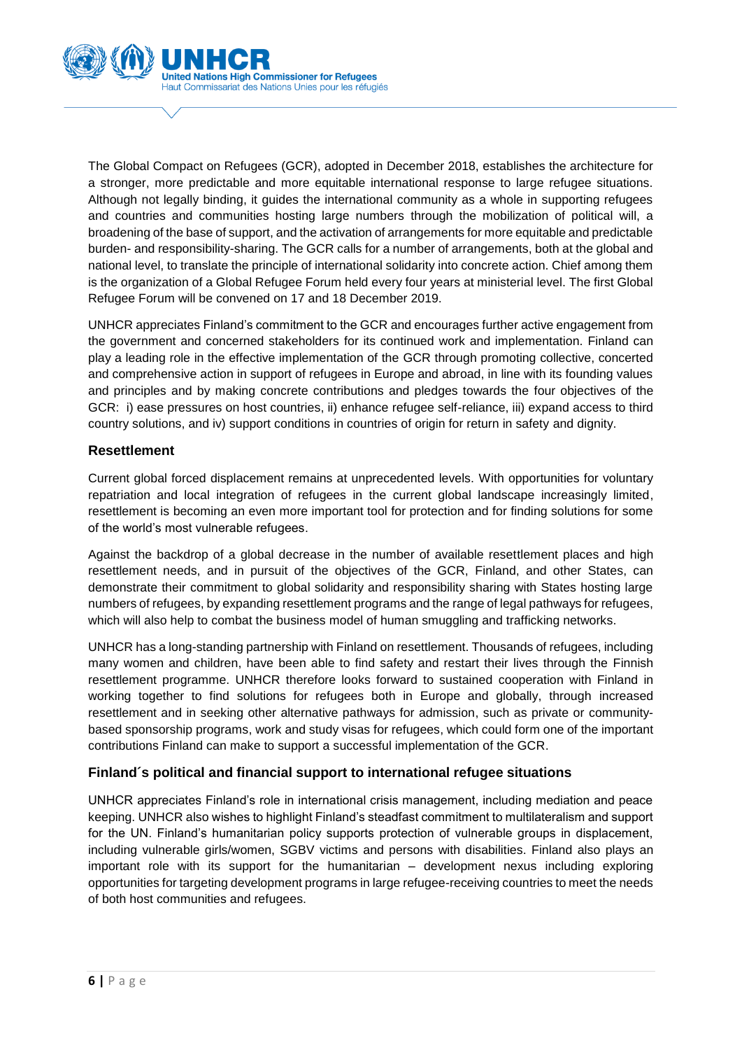The Global Compact on Refugees (GCR), adopted in December 2018, establishes the architecture for a stronger, more predictable and more equitable international response to large refugee situations. Although not legally binding, it guides the international community as a whole in supporting refugees and countries and communities hosting large numbers through the mobilization of political will, a broadening of the base of support, and the activation of arrangements for more equitable and predictable burden- and responsibility-sharing. The GCR calls for a number of arrangements, both at the global and national level, to translate the principle of international solidarity into concrete action. Chief among them is the organization of a Global Refugee Forum held every four years at ministerial level. The first Global Refugee Forum will be convened on 17 and 18 December 2019.

UNHCR appreciates Finland's commitment to the GCR and encourages further active engagement from the government and concerned stakeholders for its continued work and implementation. Finland can play a leading role in the effective implementation of the GCR through promoting collective, concerted and comprehensive action in support of refugees in Europe and abroad, in line with its founding values and principles and by making concrete contributions and pledges towards the four objectives of the GCR: i) ease pressures on host countries, ii) enhance refugee self-reliance, iii) expand access to third country solutions, and iv) support conditions in countries of origin for return in safety and dignity.

### Resettlement

Current global forced displacement remains at unprecedented levels. With opportunities for voluntary repatriation and local integration of refugees in the current global landscape increasingly limited, resettlement is becoming an even more important tool for protection and for finding solutions for some of the world's most vulnerable refugees.

Against the backdrop of a global decrease in the number of available resettlement places and high resettlement needs, and in pursuit of the objectives of the GCR, Finland, and other States, can demonstrate their commitment to global solidarity and responsibility sharing with States hosting large numbers of refugees, by expanding resettlement programs and the range of legal pathways for refugees, which will also help to combat the business model of human smuggling and trafficking networks.

UNHCR has a long-standing partnership with Finland on resettlement. Thousands of refugees, including many women and children, have been able to find safety and restart their lives through the Finnish resettlement programme. UNHCR therefore looks forward to sustained cooperation with Finland in working together to find solutions for refugees both in Europe and globally, through increased resettlement and in seeking other alternative pathways for admission, such as private or community-based sponsorship programs, work and study visas for refugees, which could form one of the important contributions Finland can make to support a successful implementation of the GCR.

### Finland´s political and financial support to international refugee situations

UNHCR appreciates Finland's role in international crisis management, including mediation and peace keeping. UNHCR also wishes to highlight Finland's steadfast commitment to multilateralism and support for the UN. Finland's humanitarian policy supports protection of vulnerable groups in displacement, including vulnerable girls/women, SGBV victims and persons with disabilities. Finland also plays an important role with its support for the humanitarian – development nexus including exploring opportunities for targeting development programs in large refugee-receiving countries to meet the needs of both host communities and refugees.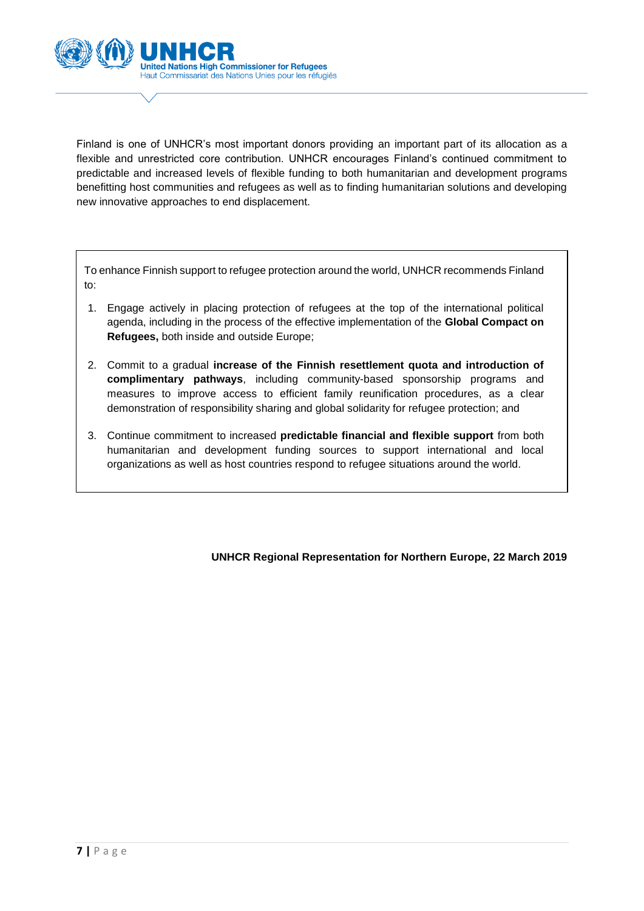Finland is one of UNHCR's most important donors providing an important part of its allocation as a flexible and unrestricted core contribution. UNHCR encourages Finland's continued commitment to predictable and increased levels of flexible funding to both humanitarian and development programs benefitting host communities and refugees as well as to finding humanitarian solutions and developing new innovative approaches to end displacement.

To enhance Finnish support to refugee protection around the world, UNHCR recommends Finland to:

1. Engage actively in placing protection of refugees at the top of the international political agenda, including in the process of the effective implementation of the **Global Compact on Refugees,** both inside and outside Europe;

2. Commit to a gradual **increase of the Finnish resettlement quota and introduction of complimentary pathways**, including community-based sponsorship programs and measures to improve access to efficient family reunification procedures, as a clear demonstration of responsibility sharing and global solidarity for refugee protection; and

3. Continue commitment to increased **predictable financial and flexible support** from both humanitarian and development funding sources to support international and local organizations as well as host countries respond to refugee situations around the world.

**UNHCR Regional Representation for Northern Europe, 22 March 2019**